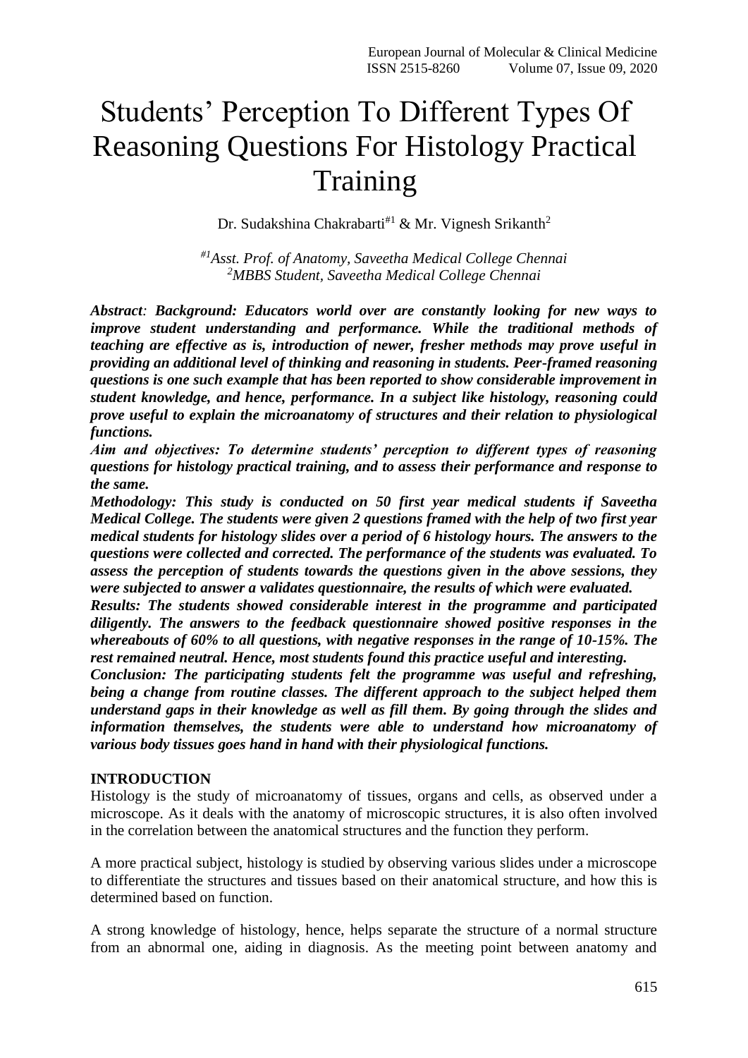# Students' Perception To Different Types Of Reasoning Questions For Histology Practical Training

Dr. Sudakshina Chakrabarti[#1] & Mr. Vignesh Srikanth[2]

*[#1]Asst. Prof. of Anatomy, Saveetha Medical College Chennai*
*[2]MBBS Student, Saveetha Medical College Chennai*

***Abstract**: **Background: Educators world over are constantly looking for new ways to improve student understanding and performance. While the traditional methods of teaching are effective as is, introduction of newer, fresher methods may prove useful in providing an additional level of thinking and reasoning in students. Peer-framed reasoning questions is one such example that has been reported to show considerable improvement in student knowledge, and hence, performance. In a subject like histology, reasoning could prove useful to explain the microanatomy of structures and their relation to physiological functions.***

***Aim and objectives: To determine students' perception to different types of reasoning questions for histology practical training, and to assess their performance and response to the same.***

***Methodology: This study is conducted on 50 first year medical students if Saveetha Medical College. The students were given 2 questions framed with the help of two first year medical students for histology slides over a period of 6 histology hours. The answers to the questions were collected and corrected. The performance of the students was evaluated. To assess the perception of students towards the questions given in the above sessions, they were subjected to answer a validates questionnaire, the results of which were evaluated.***

***Results: The students showed considerable interest in the programme and participated diligently. The answers to the feedback questionnaire showed positive responses in the whereabouts of 60% to all questions, with negative responses in the range of 10-15%. The rest remained neutral. Hence, most students found this practice useful and interesting.***

***Conclusion: The participating students felt the programme was useful and refreshing, being a change from routine classes. The different approach to the subject helped them understand gaps in their knowledge as well as fill them. By going through the slides and information themselves, the students were able to understand how microanatomy of various body tissues goes hand in hand with their physiological functions.***

## INTRODUCTION

Histology is the study of microanatomy of tissues, organs and cells, as observed under a microscope. As it deals with the anatomy of microscopic structures, it is also often involved in the correlation between the anatomical structures and the function they perform.

A more practical subject, histology is studied by observing various slides under a microscope to differentiate the structures and tissues based on their anatomical structure, and how this is determined based on function.

A strong knowledge of histology, hence, helps separate the structure of a normal structure from an abnormal one, aiding in diagnosis. As the meeting point between anatomy and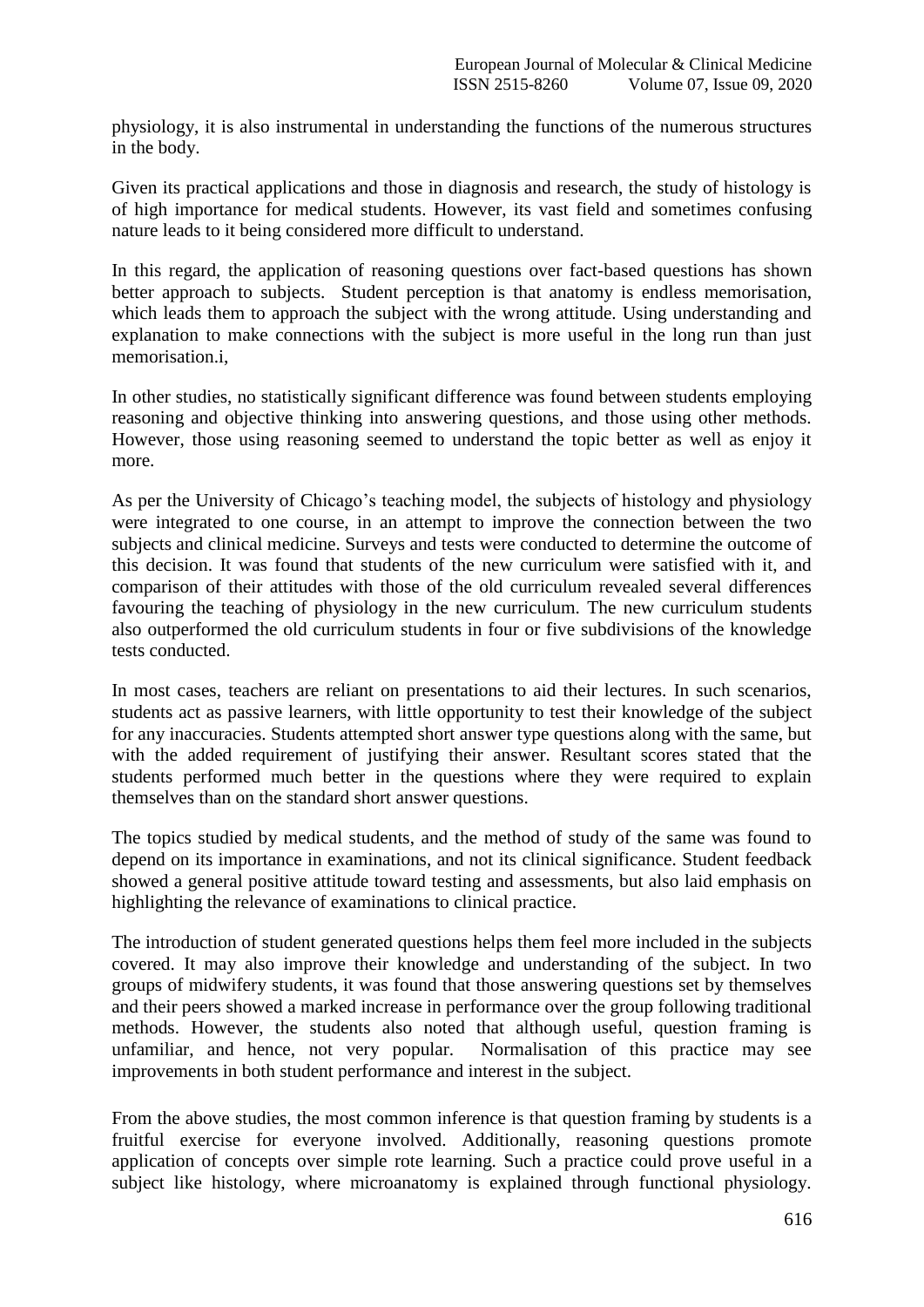physiology, it is also instrumental in understanding the functions of the numerous structures in the body.

Given its practical applications and those in diagnosis and research, the study of histology is of high importance for medical students. However, its vast field and sometimes confusing nature leads to it being considered more difficult to understand.

In this regard, the application of reasoning questions over fact-based questions has shown better approach to subjects. Student perception is that anatomy is endless memorisation, which leads them to approach the subject with the wrong attitude. Using understanding and explanation to make connections with the subject is more useful in the long run than just memorisation.i,

In other studies, no statistically significant difference was found between students employing reasoning and objective thinking into answering questions, and those using other methods. However, those using reasoning seemed to understand the topic better as well as enjoy it more.

As per the University of Chicago's teaching model, the subjects of histology and physiology were integrated to one course, in an attempt to improve the connection between the two subjects and clinical medicine. Surveys and tests were conducted to determine the outcome of this decision. It was found that students of the new curriculum were satisfied with it, and comparison of their attitudes with those of the old curriculum revealed several differences favouring the teaching of physiology in the new curriculum. The new curriculum students also outperformed the old curriculum students in four or five subdivisions of the knowledge tests conducted.

In most cases, teachers are reliant on presentations to aid their lectures. In such scenarios, students act as passive learners, with little opportunity to test their knowledge of the subject for any inaccuracies. Students attempted short answer type questions along with the same, but with the added requirement of justifying their answer. Resultant scores stated that the students performed much better in the questions where they were required to explain themselves than on the standard short answer questions.

The topics studied by medical students, and the method of study of the same was found to depend on its importance in examinations, and not its clinical significance. Student feedback showed a general positive attitude toward testing and assessments, but also laid emphasis on highlighting the relevance of examinations to clinical practice.

The introduction of student generated questions helps them feel more included in the subjects covered. It may also improve their knowledge and understanding of the subject. In two groups of midwifery students, it was found that those answering questions set by themselves and their peers showed a marked increase in performance over the group following traditional methods. However, the students also noted that although useful, question framing is unfamiliar, and hence, not very popular. Normalisation of this practice may see improvements in both student performance and interest in the subject.

From the above studies, the most common inference is that question framing by students is a fruitful exercise for everyone involved. Additionally, reasoning questions promote application of concepts over simple rote learning. Such a practice could prove useful in a subject like histology, where microanatomy is explained through functional physiology.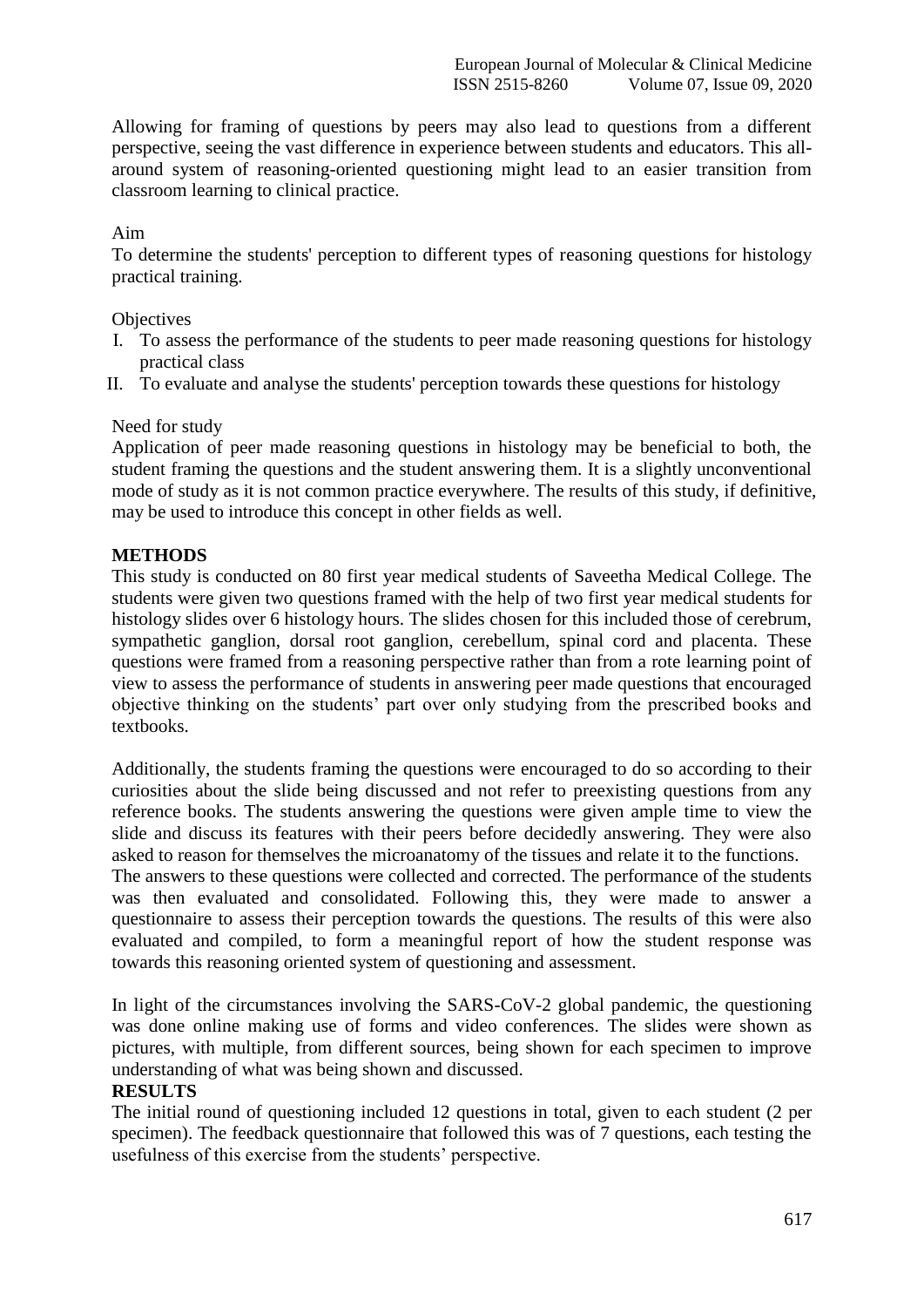Allowing for framing of questions by peers may also lead to questions from a different perspective, seeing the vast difference in experience between students and educators. This all-around system of reasoning-oriented questioning might lead to an easier transition from classroom learning to clinical practice.

Aim

To determine the students' perception to different types of reasoning questions for histology practical training.

Objectives

I. To assess the performance of the students to peer made reasoning questions for histology practical class
II. To evaluate and analyse the students' perception towards these questions for histology

Need for study

Application of peer made reasoning questions in histology may be beneficial to both, the student framing the questions and the student answering them. It is a slightly unconventional mode of study as it is not common practice everywhere. The results of this study, if definitive, may be used to introduce this concept in other fields as well.

## METHODS

This study is conducted on 80 first year medical students of Saveetha Medical College. The students were given two questions framed with the help of two first year medical students for histology slides over 6 histology hours. The slides chosen for this included those of cerebrum, sympathetic ganglion, dorsal root ganglion, cerebellum, spinal cord and placenta. These questions were framed from a reasoning perspective rather than from a rote learning point of view to assess the performance of students in answering peer made questions that encouraged objective thinking on the students' part over only studying from the prescribed books and textbooks.

Additionally, the students framing the questions were encouraged to do so according to their curiosities about the slide being discussed and not refer to preexisting questions from any reference books. The students answering the questions were given ample time to view the slide and discuss its features with their peers before decidedly answering. They were also asked to reason for themselves the microanatomy of the tissues and relate it to the functions. The answers to these questions were collected and corrected. The performance of the students was then evaluated and consolidated. Following this, they were made to answer a questionnaire to assess their perception towards the questions. The results of this were also evaluated and compiled, to form a meaningful report of how the student response was towards this reasoning oriented system of questioning and assessment.

In light of the circumstances involving the SARS-CoV-2 global pandemic, the questioning was done online making use of forms and video conferences. The slides were shown as pictures, with multiple, from different sources, being shown for each specimen to improve understanding of what was being shown and discussed.

## RESULTS

The initial round of questioning included 12 questions in total, given to each student (2 per specimen). The feedback questionnaire that followed this was of 7 questions, each testing the usefulness of this exercise from the students' perspective.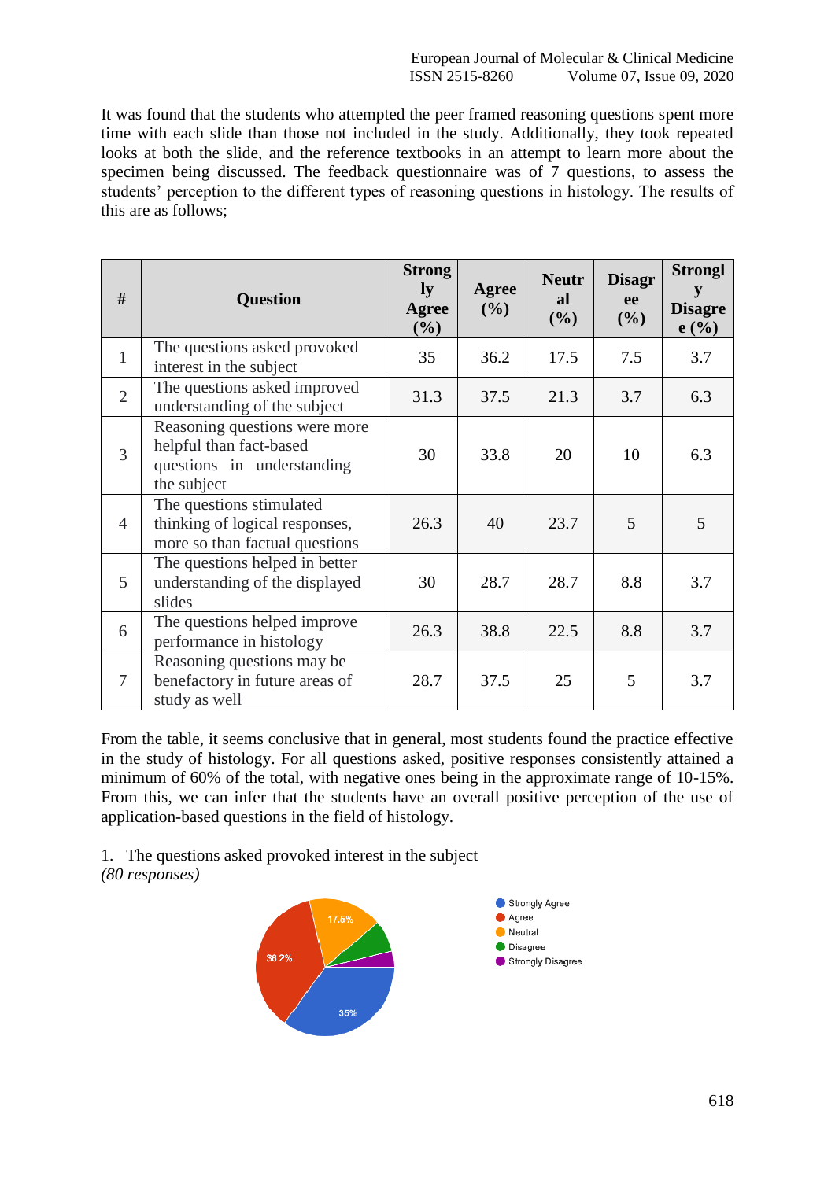It was found that the students who attempted the peer framed reasoning questions spent more time with each slide than those not included in the study. Additionally, they took repeated looks at both the slide, and the reference textbooks in an attempt to learn more about the specimen being discussed. The feedback questionnaire was of 7 questions, to assess the students' perception to the different types of reasoning questions in histology. The results of this are as follows;

| # | Question | Strongly Agree (%) | Agree (%) | Neutral (%) | Disagree (%) | Strongly Disagree (%) |
|---|---|---|---|---|---|---|
| 1 | The questions asked provoked interest in the subject | 35 | 36.2 | 17.5 | 7.5 | 3.7 |
| 2 | The questions asked improved understanding of the subject | 31.3 | 37.5 | 21.3 | 3.7 | 6.3 |
| 3 | Reasoning questions were more helpful than fact-based questions in understanding the subject | 30 | 33.8 | 20 | 10 | 6.3 |
| 4 | The questions stimulated thinking of logical responses, more so than factual questions | 26.3 | 40 | 23.7 | 5 | 5 |
| 5 | The questions helped in better understanding of the displayed slides | 30 | 28.7 | 28.7 | 8.8 | 3.7 |
| 6 | The questions helped improve performance in histology | 26.3 | 38.8 | 22.5 | 8.8 | 3.7 |
| 7 | Reasoning questions may be benefactory in future areas of study as well | 28.7 | 37.5 | 25 | 5 | 3.7 |

From the table, it seems conclusive that in general, most students found the practice effective in the study of histology. For all questions asked, positive responses consistently attained a minimum of 60% of the total, with negative ones being in the approximate range of 10-15%. From this, we can infer that the students have an overall positive perception of the use of application-based questions in the field of histology.

1. The questions asked provoked interest in the subject
*(80 responses)*

17.5%
36.2%
35%

Strongly Agree
Agree
Neutral
Disagree
Strongly Disagree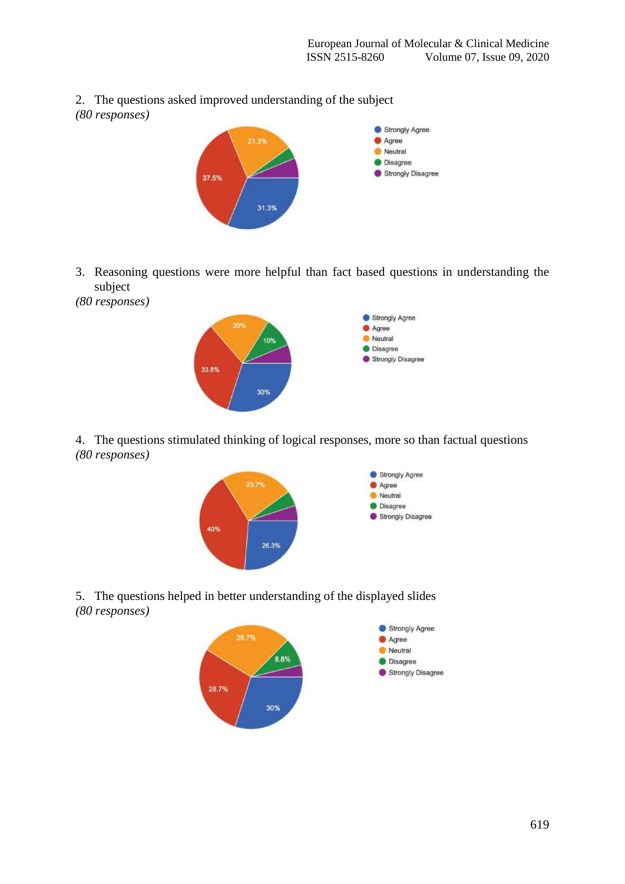2. The questions asked improved understanding of the subject

*(80 responses)*

21.3%
37.5%
31.3%

Strongly Agree
Agree
Neutral
Disagree
Strongly Disagree

3. Reasoning questions were more helpful than fact based questions in understanding the subject

*(80 responses)*

20%
10%
33.8%
30%

Strongly Agree
Agree
Neutral
Disagree
Strongly Disagree

4. The questions stimulated thinking of logical responses, more so than factual questions

*(80 responses)*

23.7%
40%
26.3%

Strongly Agree
Agree
Neutral
Disagree
Strongly Disagree

5. The questions helped in better understanding of the displayed slides

*(80 responses)*

28.7%
8.8%
28.7%
30%

Strongly Agree
Agree
Neutral
Disagree
Strongly Disagree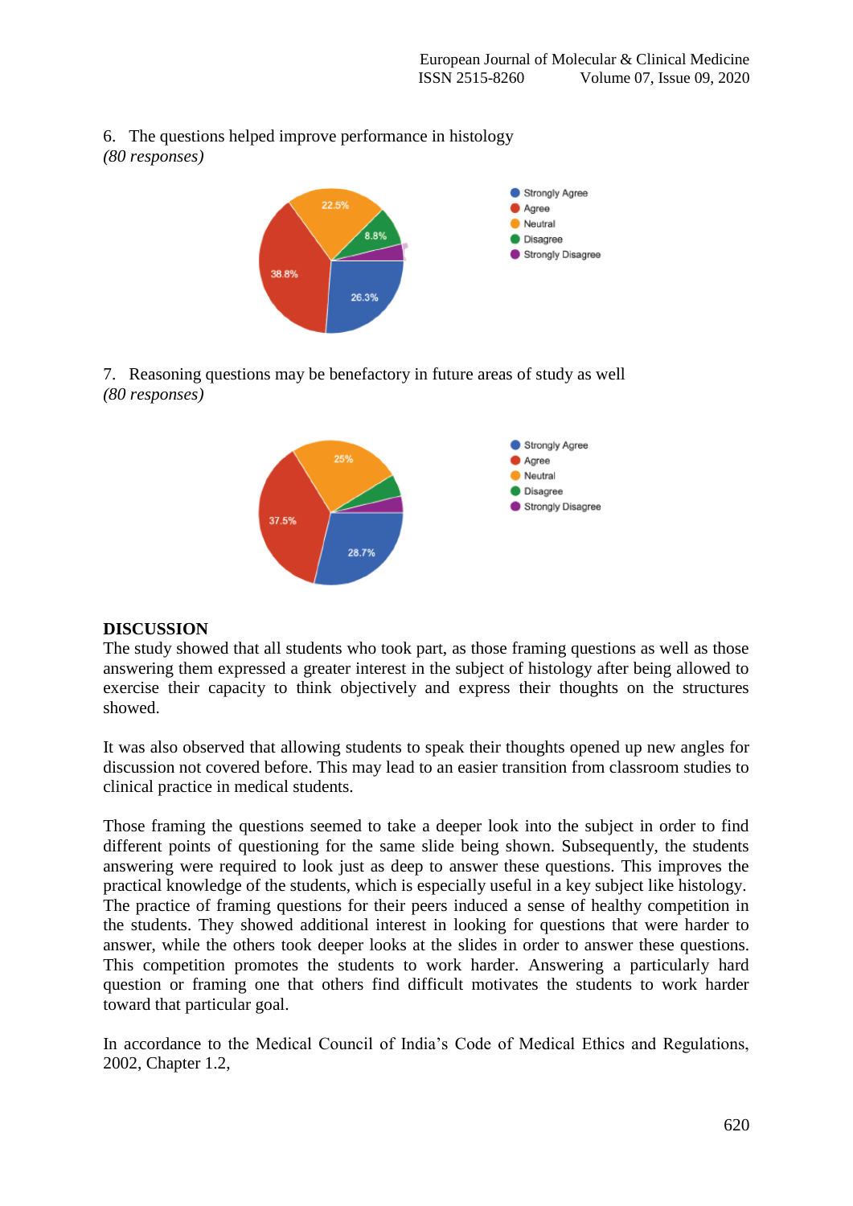6. The questions helped improve performance in histology
*(80 responses)*

22.5%
8.8%
38.8%
26.3%

Strongly Agree
Agree
Neutral
Disagree
Strongly Disagree

7. Reasoning questions may be benefactory in future areas of study as well
*(80 responses)*

25%
37.5%
28.7%

Strongly Agree
Agree
Neutral
Disagree
Strongly Disagree

**DISCUSSION**

The study showed that all students who took part, as those framing questions as well as those answering them expressed a greater interest in the subject of histology after being allowed to exercise their capacity to think objectively and express their thoughts on the structures showed.

It was also observed that allowing students to speak their thoughts opened up new angles for discussion not covered before. This may lead to an easier transition from classroom studies to clinical practice in medical students.

Those framing the questions seemed to take a deeper look into the subject in order to find different points of questioning for the same slide being shown. Subsequently, the students answering were required to look just as deep to answer these questions. This improves the practical knowledge of the students, which is especially useful in a key subject like histology. The practice of framing questions for their peers induced a sense of healthy competition in the students. They showed additional interest in looking for questions that were harder to answer, while the others took deeper looks at the slides in order to answer these questions. This competition promotes the students to work harder. Answering a particularly hard question or framing one that others find difficult motivates the students to work harder toward that particular goal.

In accordance to the Medical Council of India's Code of Medical Ethics and Regulations, 2002, Chapter 1.2,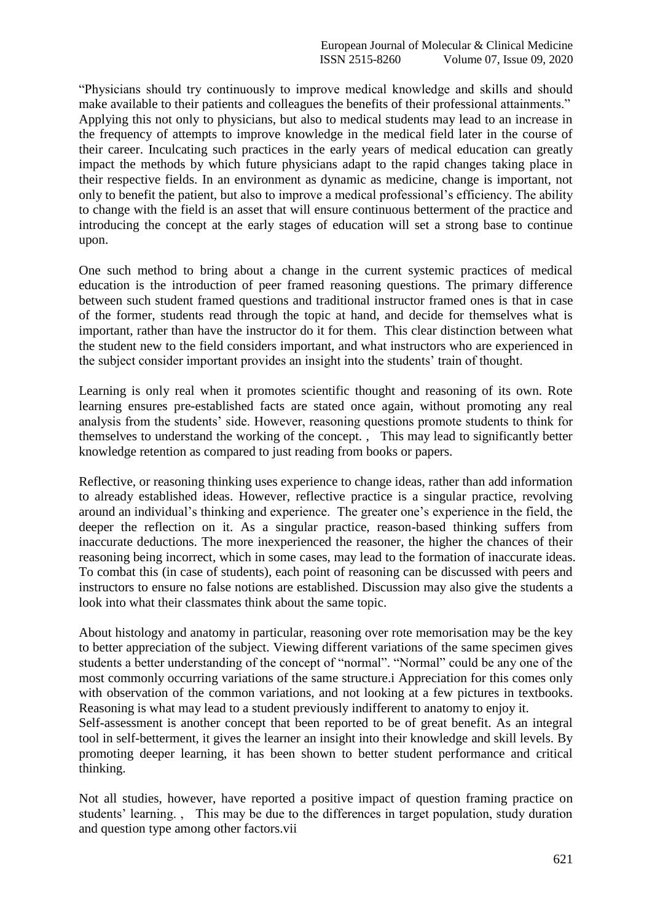"Physicians should try continuously to improve medical knowledge and skills and should make available to their patients and colleagues the benefits of their professional attainments." Applying this not only to physicians, but also to medical students may lead to an increase in the frequency of attempts to improve knowledge in the medical field later in the course of their career. Inculcating such practices in the early years of medical education can greatly impact the methods by which future physicians adapt to the rapid changes taking place in their respective fields. In an environment as dynamic as medicine, change is important, not only to benefit the patient, but also to improve a medical professional's efficiency. The ability to change with the field is an asset that will ensure continuous betterment of the practice and introducing the concept at the early stages of education will set a strong base to continue upon.

One such method to bring about a change in the current systemic practices of medical education is the introduction of peer framed reasoning questions. The primary difference between such student framed questions and traditional instructor framed ones is that in case of the former, students read through the topic at hand, and decide for themselves what is important, rather than have the instructor do it for them. This clear distinction between what the student new to the field considers important, and what instructors who are experienced in the subject consider important provides an insight into the students' train of thought.

Learning is only real when it promotes scientific thought and reasoning of its own. Rote learning ensures pre-established facts are stated once again, without promoting any real analysis from the students' side. However, reasoning questions promote students to think for themselves to understand the working of the concept. , This may lead to significantly better knowledge retention as compared to just reading from books or papers.

Reflective, or reasoning thinking uses experience to change ideas, rather than add information to already established ideas. However, reflective practice is a singular practice, revolving around an individual's thinking and experience. The greater one's experience in the field, the deeper the reflection on it. As a singular practice, reason-based thinking suffers from inaccurate deductions. The more inexperienced the reasoner, the higher the chances of their reasoning being incorrect, which in some cases, may lead to the formation of inaccurate ideas. To combat this (in case of students), each point of reasoning can be discussed with peers and instructors to ensure no false notions are established. Discussion may also give the students a look into what their classmates think about the same topic.

About histology and anatomy in particular, reasoning over rote memorisation may be the key to better appreciation of the subject. Viewing different variations of the same specimen gives students a better understanding of the concept of "normal". "Normal" could be any one of the most commonly occurring variations of the same structure.[i] Appreciation for this comes only with observation of the common variations, and not looking at a few pictures in textbooks. Reasoning is what may lead to a student previously indifferent to anatomy to enjoy it.

Self-assessment is another concept that been reported to be of great benefit. As an integral tool in self-betterment, it gives the learner an insight into their knowledge and skill levels. By promoting deeper learning, it has been shown to better student performance and critical thinking.

Not all studies, however, have reported a positive impact of question framing practice on students' learning. , This may be due to the differences in target population, study duration and question type among other factors.[vii]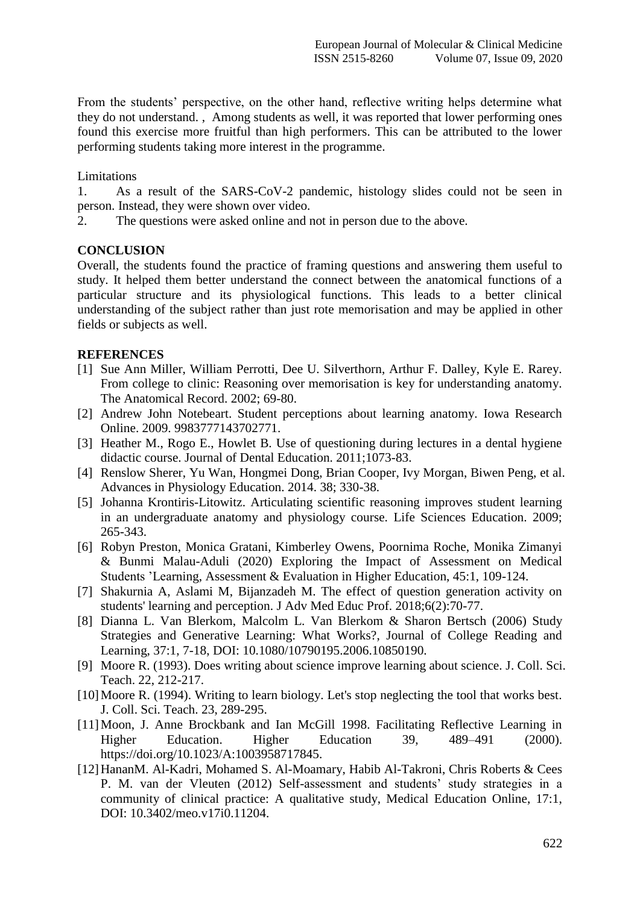From the students' perspective, on the other hand, reflective writing helps determine what they do not understand. , Among students as well, it was reported that lower performing ones found this exercise more fruitful than high performers. This can be attributed to the lower performing students taking more interest in the programme.

Limitations

1. As a result of the SARS-CoV-2 pandemic, histology slides could not be seen in person. Instead, they were shown over video.
2. The questions were asked online and not in person due to the above.

## CONCLUSION

Overall, the students found the practice of framing questions and answering them useful to study. It helped them better understand the connect between the anatomical functions of a particular structure and its physiological functions. This leads to a better clinical understanding of the subject rather than just rote memorisation and may be applied in other fields or subjects as well.

## REFERENCES

[1] Sue Ann Miller, William Perrotti, Dee U. Silverthorn, Arthur F. Dalley, Kyle E. Rarey. From college to clinic: Reasoning over memorisation is key for understanding anatomy. The Anatomical Record. 2002; 69-80.

[2] Andrew John Notebeart. Student perceptions about learning anatomy. Iowa Research Online. 2009. 9983777143702771.

[3] Heather M., Rogo E., Howlet B. Use of questioning during lectures in a dental hygiene didactic course. Journal of Dental Education. 2011;1073-83.

[4] Renslow Sherer, Yu Wan, Hongmei Dong, Brian Cooper, Ivy Morgan, Biwen Peng, et al. Advances in Physiology Education. 2014. 38; 330-38.

[5] Johanna Krontiris-Litowitz. Articulating scientific reasoning improves student learning in an undergraduate anatomy and physiology course. Life Sciences Education. 2009; 265-343.

[6] Robyn Preston, Monica Gratani, Kimberley Owens, Poornima Roche, Monika Zimanyi & Bunmi Malau-Aduli (2020) Exploring the Impact of Assessment on Medical Students 'Learning, Assessment & Evaluation in Higher Education, 45:1, 109-124.

[7] Shakurnia A, Aslami M, Bijanzadeh M. The effect of question generation activity on students' learning and perception. J Adv Med Educ Prof. 2018;6(2):70-77.

[8] Dianna L. Van Blerkom, Malcolm L. Van Blerkom & Sharon Bertsch (2006) Study Strategies and Generative Learning: What Works?, Journal of College Reading and Learning, 37:1, 7-18, DOI: 10.1080/10790195.2006.10850190.

[9] Moore R. (1993). Does writing about science improve learning about science. J. Coll. Sci. Teach. 22, 212-217.

[10] Moore R. (1994). Writing to learn biology. Let's stop neglecting the tool that works best. J. Coll. Sci. Teach. 23, 289-295.

[11] Moon, J. Anne Brockbank and Ian McGill 1998. Facilitating Reflective Learning in Higher Education. Higher Education 39, 489–491 (2000). https://doi.org/10.1023/A:1003958717845.

[12] HananM. Al-Kadri, Mohamed S. Al-Moamary, Habib Al-Takroni, Chris Roberts & Cees P. M. van der Vleuten (2012) Self-assessment and students' study strategies in a community of clinical practice: A qualitative study, Medical Education Online, 17:1, DOI: 10.3402/meo.v17i0.11204.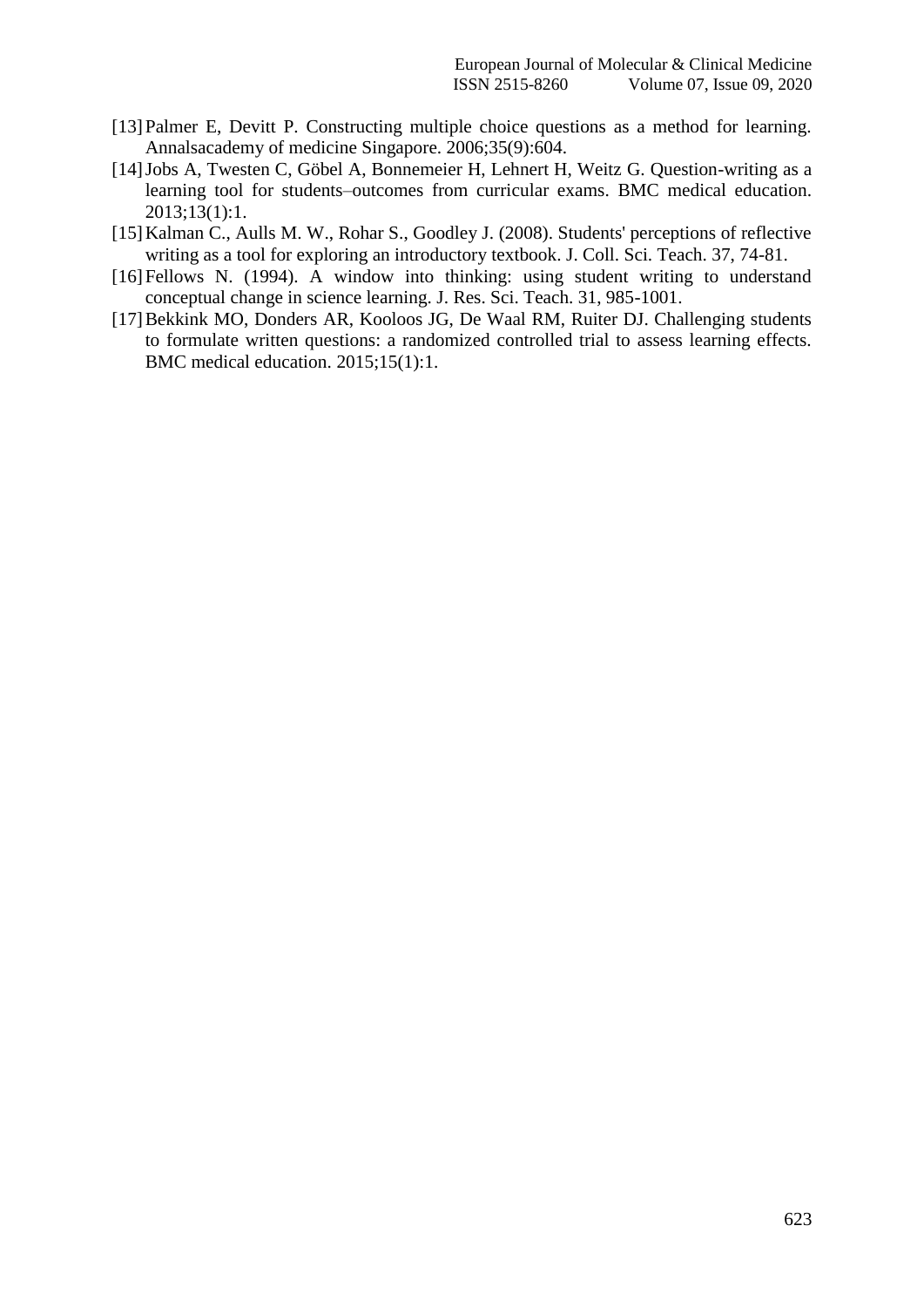[13] Palmer E, Devitt P. Constructing multiple choice questions as a method for learning. Annalsacademy of medicine Singapore. 2006;35(9):604.

[14] Jobs A, Twesten C, Göbel A, Bonnemeier H, Lehnert H, Weitz G. Question-writing as a learning tool for students–outcomes from curricular exams. BMC medical education. 2013;13(1):1.

[15] Kalman C., Aulls M. W., Rohar S., Goodley J. (2008). Students' perceptions of reflective writing as a tool for exploring an introductory textbook. J. Coll. Sci. Teach. 37, 74-81.

[16] Fellows N. (1994). A window into thinking: using student writing to understand conceptual change in science learning. J. Res. Sci. Teach. 31, 985-1001.

[17] Bekkink MO, Donders AR, Kooloos JG, De Waal RM, Ruiter DJ. Challenging students to formulate written questions: a randomized controlled trial to assess learning effects. BMC medical education. 2015;15(1):1.